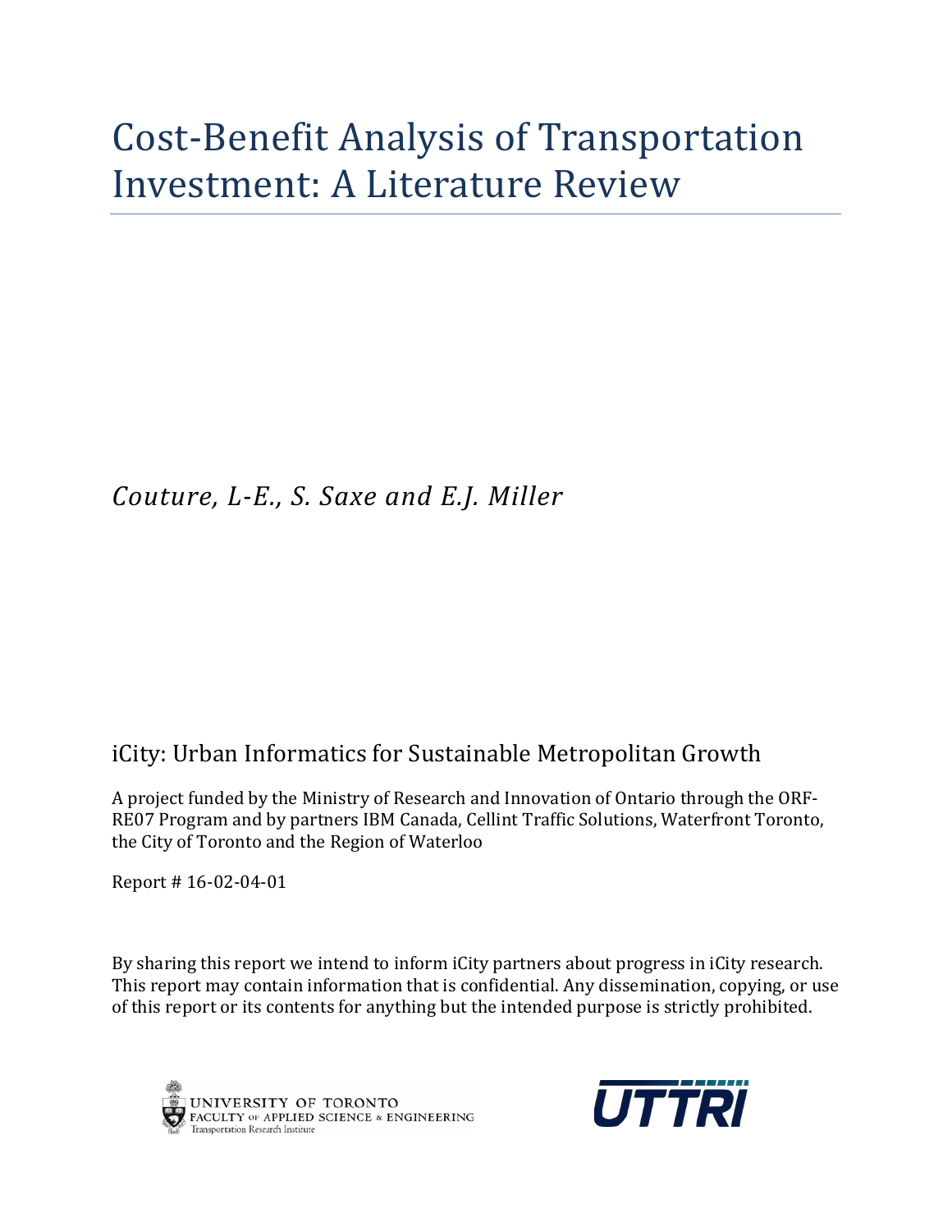# Cost-Benefit Analysis of Transportation Investment: A Literature Review

*Couture, L-E., S. Saxe and E.J. Miller*

## iCity: Urban Informatics for Sustainable Metropolitan Growth

A project funded by the Ministry of Research and Innovation of Ontario through the ORF-RE07 Program and by partners IBM Canada, Cellint Traffic Solutions, Waterfront Toronto, the City of Toronto and the Region of Waterloo

Report # 16-02-04-01

By sharing this report we intend to inform iCity partners about progress in iCity research. This report may contain information that is confidential. Any dissemination, copying, or use of this report or its contents for anything but the intended purpose is strictly prohibited.

UNIVERSITY OF TORONTO
FACULTY OF APPLIED SCIENCE & ENGINEERING
Transportation Research Institute

UTTRI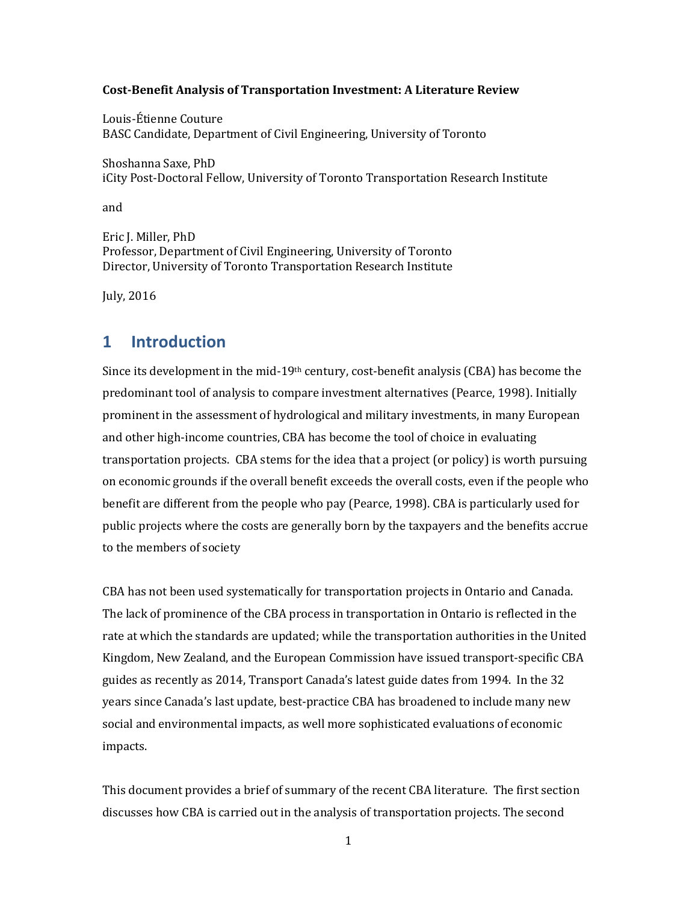**Cost-Benefit Analysis of Transportation Investment: A Literature Review**

Louis-Étienne Couture
BASC Candidate, Department of Civil Engineering, University of Toronto

Shoshanna Saxe, PhD
iCity Post-Doctoral Fellow, University of Toronto Transportation Research Institute

and

Eric J. Miller, PhD
Professor, Department of Civil Engineering, University of Toronto
Director, University of Toronto Transportation Research Institute

July, 2016

# 1 Introduction

Since its development in the mid-19th century, cost-benefit analysis (CBA) has become the predominant tool of analysis to compare investment alternatives (Pearce, 1998). Initially prominent in the assessment of hydrological and military investments, in many European and other high-income countries, CBA has become the tool of choice in evaluating transportation projects. CBA stems for the idea that a project (or policy) is worth pursuing on economic grounds if the overall benefit exceeds the overall costs, even if the people who benefit are different from the people who pay (Pearce, 1998). CBA is particularly used for public projects where the costs are generally born by the taxpayers and the benefits accrue to the members of society

CBA has not been used systematically for transportation projects in Ontario and Canada. The lack of prominence of the CBA process in transportation in Ontario is reflected in the rate at which the standards are updated; while the transportation authorities in the United Kingdom, New Zealand, and the European Commission have issued transport-specific CBA guides as recently as 2014, Transport Canada's latest guide dates from 1994. In the 32 years since Canada's last update, best-practice CBA has broadened to include many new social and environmental impacts, as well more sophisticated evaluations of economic impacts.

This document provides a brief of summary of the recent CBA literature. The first section discusses how CBA is carried out in the analysis of transportation projects. The second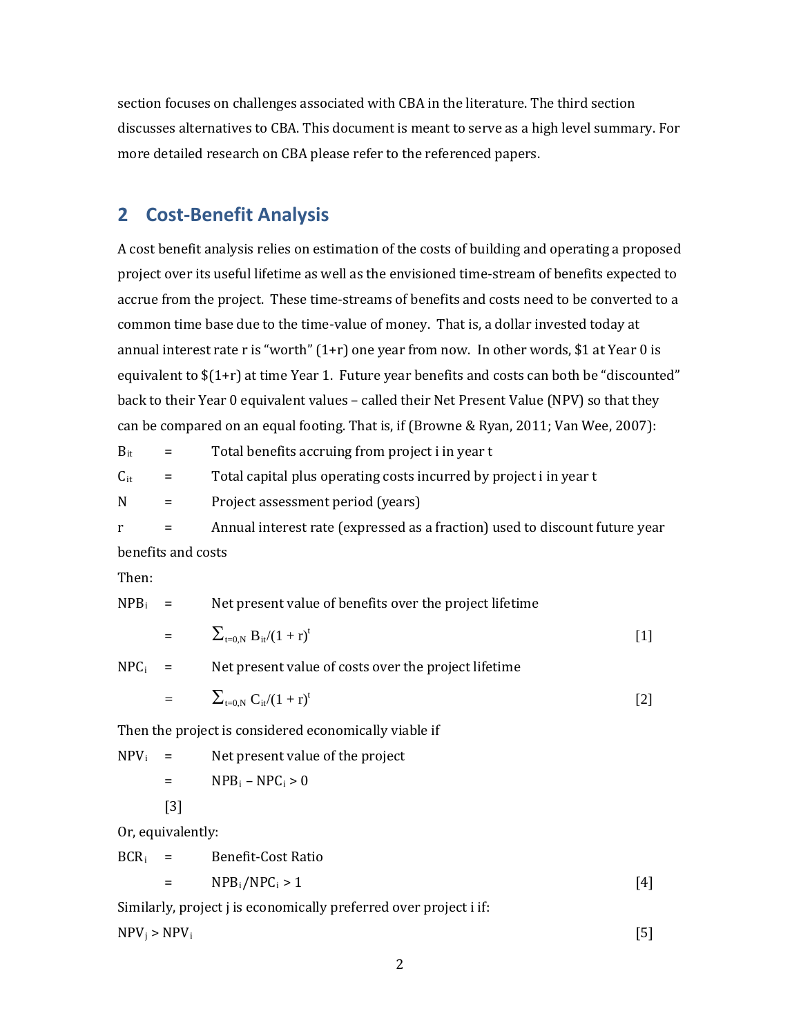section focuses on challenges associated with CBA in the literature. The third section discusses alternatives to CBA. This document is meant to serve as a high level summary. For more detailed research on CBA please refer to the referenced papers.

## 2 Cost-Benefit Analysis

A cost benefit analysis relies on estimation of the costs of building and operating a proposed project over its useful lifetime as well as the envisioned time-stream of benefits expected to accrue from the project. These time-streams of benefits and costs need to be converted to a common time base due to the time-value of money. That is, a dollar invested today at annual interest rate r is "worth" (1+r) one year from now. In other words, $1 at Year 0 is equivalent to $(1+r) at time Year 1. Future year benefits and costs can both be "discounted" back to their Year 0 equivalent values – called their Net Present Value (NPV) so that they can be compared on an equal footing. That is, if (Browne & Ryan, 2011; Van Wee, 2007):

$B_{it}$ = Total benefits accruing from project i in year t

$C_{it}$ = Total capital plus operating costs incurred by project i in year t

$N$ = Project assessment period (years)

$r$ = Annual interest rate (expressed as a fraction) used to discount future year benefits and costs

Then:

$NPB_i$ = Net present value of benefits over the project lifetime

$$= \sum_{t=0,N} B_{it}/(1 + r)^t \quad [1]$$

$NPC_i$ = Net present value of costs over the project lifetime

$$= \sum_{t=0,N} C_{it}/(1 + r)^t \quad [2]$$

Then the project is considered economically viable if

$NPV_i$ = Net present value of the project

$$= NPB_i - NPC_i > 0 \quad [3]$$

Or, equivalently:

$BCR_i$ = Benefit-Cost Ratio

$$= NPB_i/NPC_i > 1 \quad [4]$$

Similarly, project j is economically preferred over project i if:

$$NPV_j > NPV_i \quad [5]$$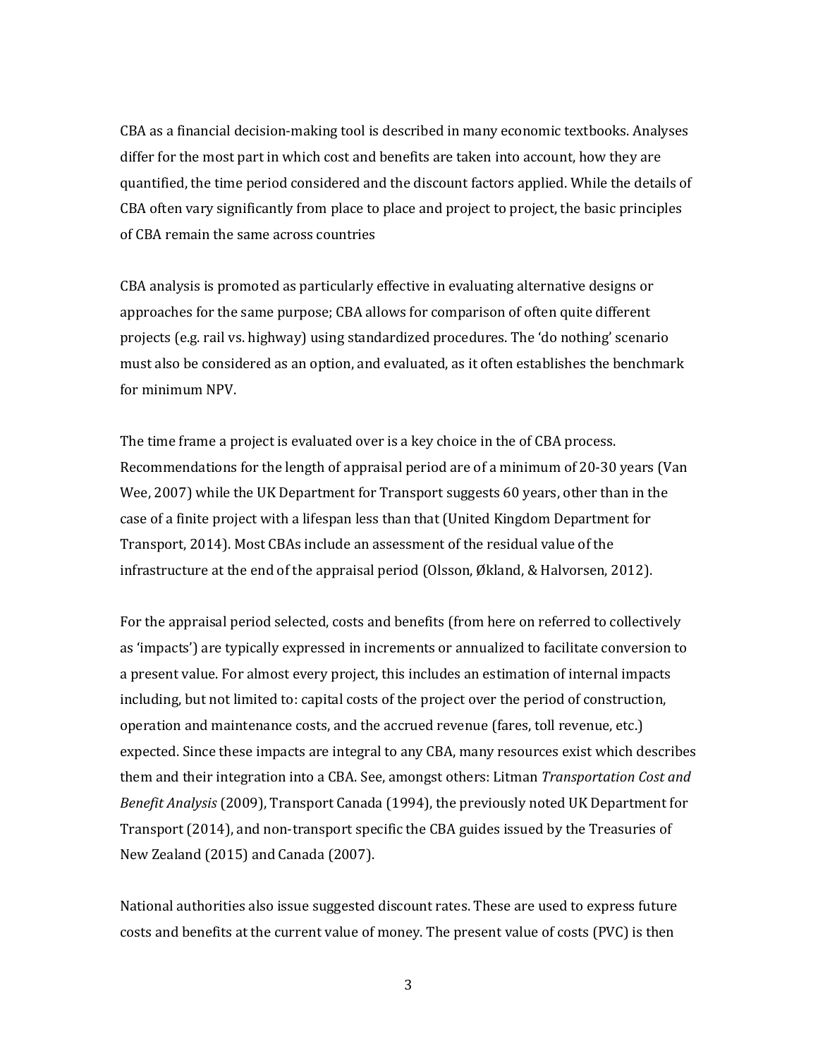CBA as a financial decision-making tool is described in many economic textbooks. Analyses differ for the most part in which cost and benefits are taken into account, how they are quantified, the time period considered and the discount factors applied. While the details of CBA often vary significantly from place to place and project to project, the basic principles of CBA remain the same across countries

CBA analysis is promoted as particularly effective in evaluating alternative designs or approaches for the same purpose; CBA allows for comparison of often quite different projects (e.g. rail vs. highway) using standardized procedures. The 'do nothing' scenario must also be considered as an option, and evaluated, as it often establishes the benchmark for minimum NPV.

The time frame a project is evaluated over is a key choice in the of CBA process. Recommendations for the length of appraisal period are of a minimum of 20-30 years (Van Wee, 2007) while the UK Department for Transport suggests 60 years, other than in the case of a finite project with a lifespan less than that (United Kingdom Department for Transport, 2014). Most CBAs include an assessment of the residual value of the infrastructure at the end of the appraisal period (Olsson, Økland, & Halvorsen, 2012).

For the appraisal period selected, costs and benefits (from here on referred to collectively as 'impacts') are typically expressed in increments or annualized to facilitate conversion to a present value. For almost every project, this includes an estimation of internal impacts including, but not limited to: capital costs of the project over the period of construction, operation and maintenance costs, and the accrued revenue (fares, toll revenue, etc.) expected. Since these impacts are integral to any CBA, many resources exist which describes them and their integration into a CBA. See, amongst others: Litman *Transportation Cost and Benefit Analysis* (2009), Transport Canada (1994), the previously noted UK Department for Transport (2014), and non-transport specific the CBA guides issued by the Treasuries of New Zealand (2015) and Canada (2007).

National authorities also issue suggested discount rates. These are used to express future costs and benefits at the current value of money. The present value of costs (PVC) is then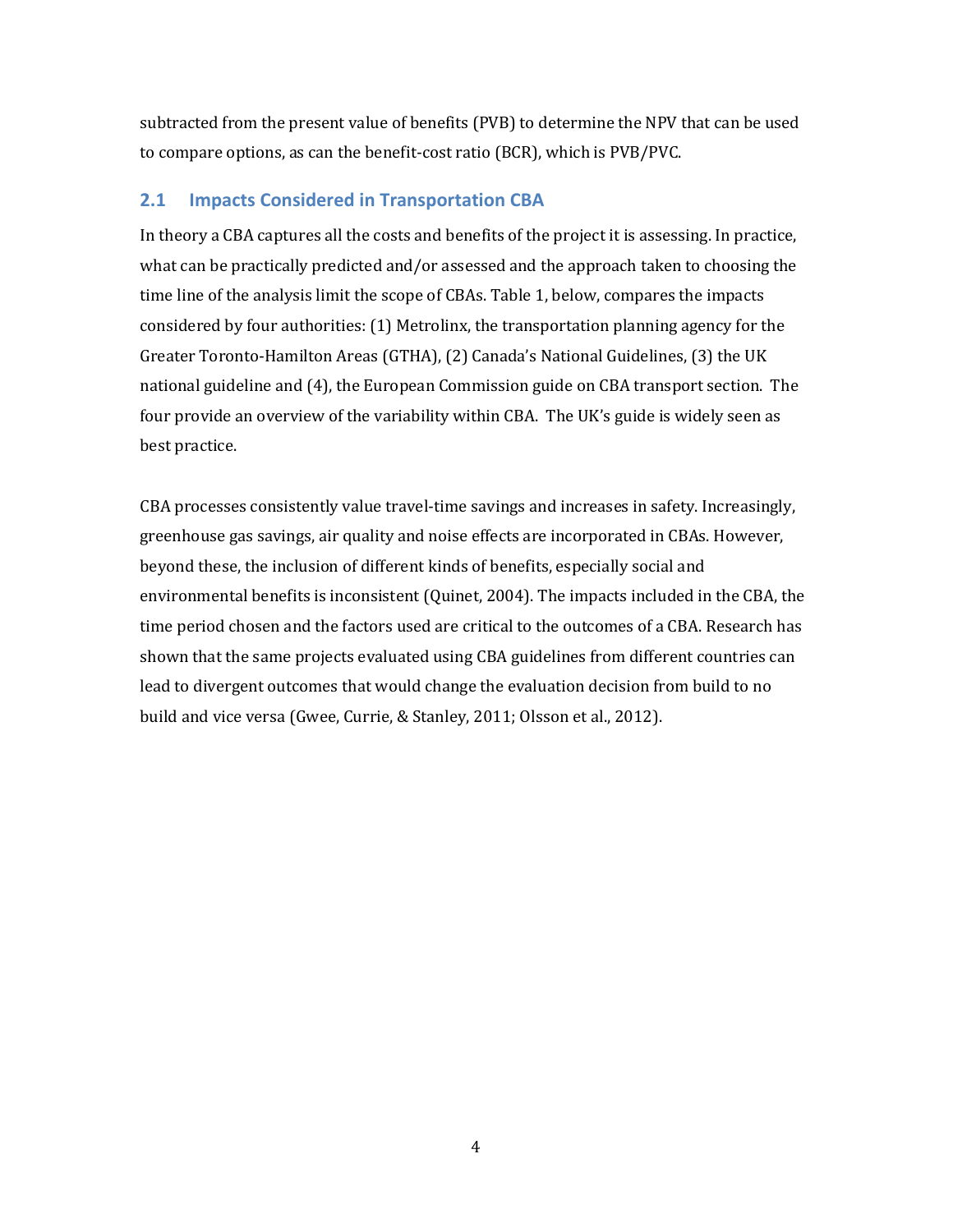subtracted from the present value of benefits (PVB) to determine the NPV that can be used to compare options, as can the benefit-cost ratio (BCR), which is PVB/PVC.

## 2.1 Impacts Considered in Transportation CBA

In theory a CBA captures all the costs and benefits of the project it is assessing. In practice, what can be practically predicted and/or assessed and the approach taken to choosing the time line of the analysis limit the scope of CBAs. Table 1, below, compares the impacts considered by four authorities: (1) Metrolinx, the transportation planning agency for the Greater Toronto-Hamilton Areas (GTHA), (2) Canada's National Guidelines, (3) the UK national guideline and (4), the European Commission guide on CBA transport section. The four provide an overview of the variability within CBA. The UK's guide is widely seen as best practice.

CBA processes consistently value travel-time savings and increases in safety. Increasingly, greenhouse gas savings, air quality and noise effects are incorporated in CBAs. However, beyond these, the inclusion of different kinds of benefits, especially social and environmental benefits is inconsistent (Quinet, 2004). The impacts included in the CBA, the time period chosen and the factors used are critical to the outcomes of a CBA. Research has shown that the same projects evaluated using CBA guidelines from different countries can lead to divergent outcomes that would change the evaluation decision from build to no build and vice versa (Gwee, Currie, & Stanley, 2011; Olsson et al., 2012).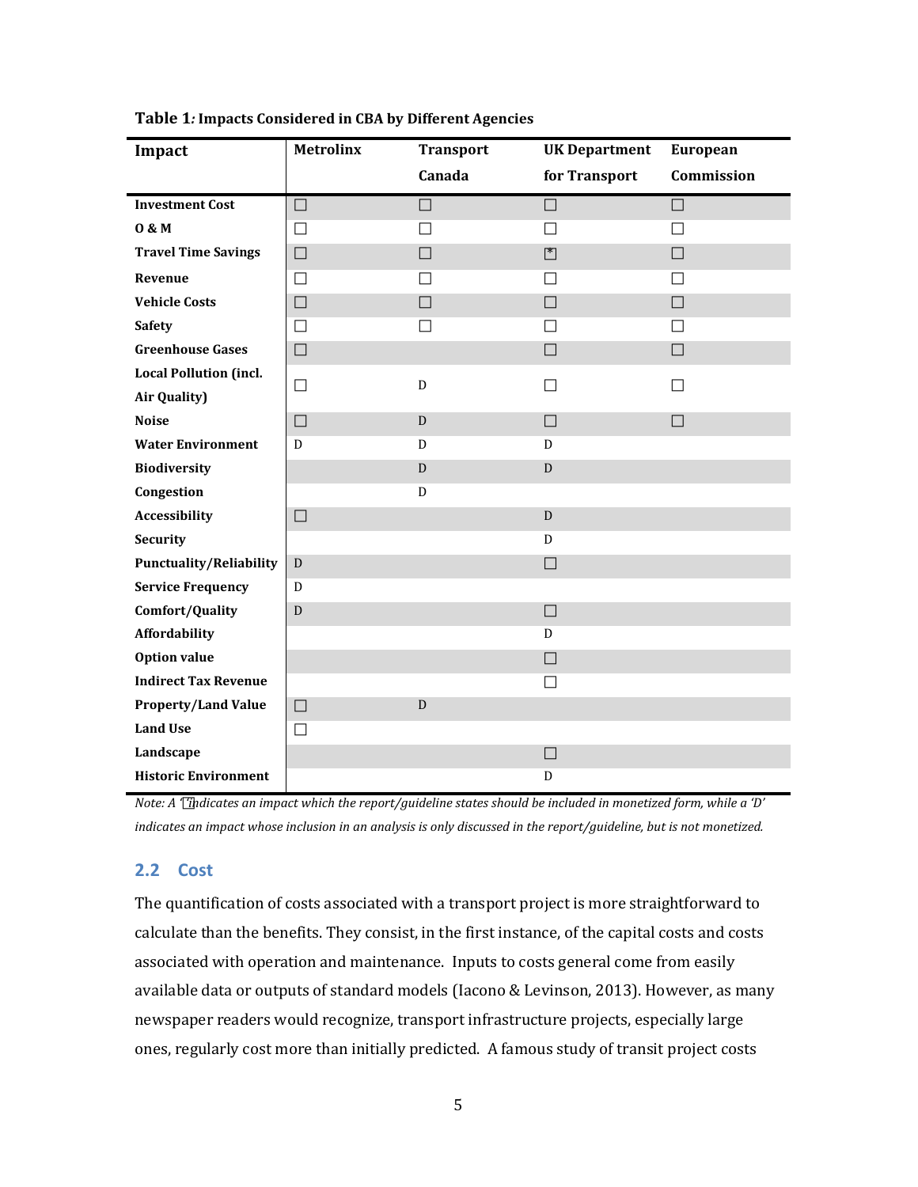**Table 1*:* Impacts Considered in CBA by Different Agencies**

| Impact | Metrolinx | Transport Canada | UK Department for Transport | European Commission |
|---|---|---|---|---|
| **Investment Cost** | ☐ | ☐ | ☐ | ☐ |
| **O & M** | ☐ | ☐ | ☐ | ☐ |
| **Travel Time Savings** | ☐ | ☐ | ☐* | ☐ |
| **Revenue** | ☐ | ☐ | ☐ | ☐ |
| **Vehicle Costs** | ☐ | ☐ | ☐ | ☐ |
| **Safety** | ☐ | ☐ | ☐ | ☐ |
| **Greenhouse Gases** | ☐ | | ☐ | ☐ |
| **Local Pollution (incl. Air Quality)** | ☐ | D | ☐ | ☐ |
| **Noise** | ☐ | D | ☐ | ☐ |
| **Water Environment** | D | D | D | |
| **Biodiversity** | | D | D | |
| **Congestion** | | D | | |
| **Accessibility** | ☐ | | D | |
| **Security** | | | D | |
| **Punctuality/Reliability** | D | | ☐ | |
| **Service Frequency** | D | | | |
| **Comfort/Quality** | D | | ☐ | |
| **Affordability** | | | D | |
| **Option value** | | | ☐ | |
| **Indirect Tax Revenue** | | | ☐ | |
| **Property/Land Value** | ☐ | D | | |
| **Land Use** | ☐ | | | |
| **Landscape** | | | ☐ | |
| **Historic Environment** | | | D | |

*Note: A '☐' indicates an impact which the report/guideline states should be included in monetized form, while a 'D' indicates an impact whose inclusion in an analysis is only discussed in the report/guideline, but is not monetized.*

## 2.2 Cost

The quantification of costs associated with a transport project is more straightforward to calculate than the benefits. They consist, in the first instance, of the capital costs and costs associated with operation and maintenance. Inputs to costs general come from easily available data or outputs of standard models (Iacono & Levinson, 2013). However, as many newspaper readers would recognize, transport infrastructure projects, especially large ones, regularly cost more than initially predicted. A famous study of transit project costs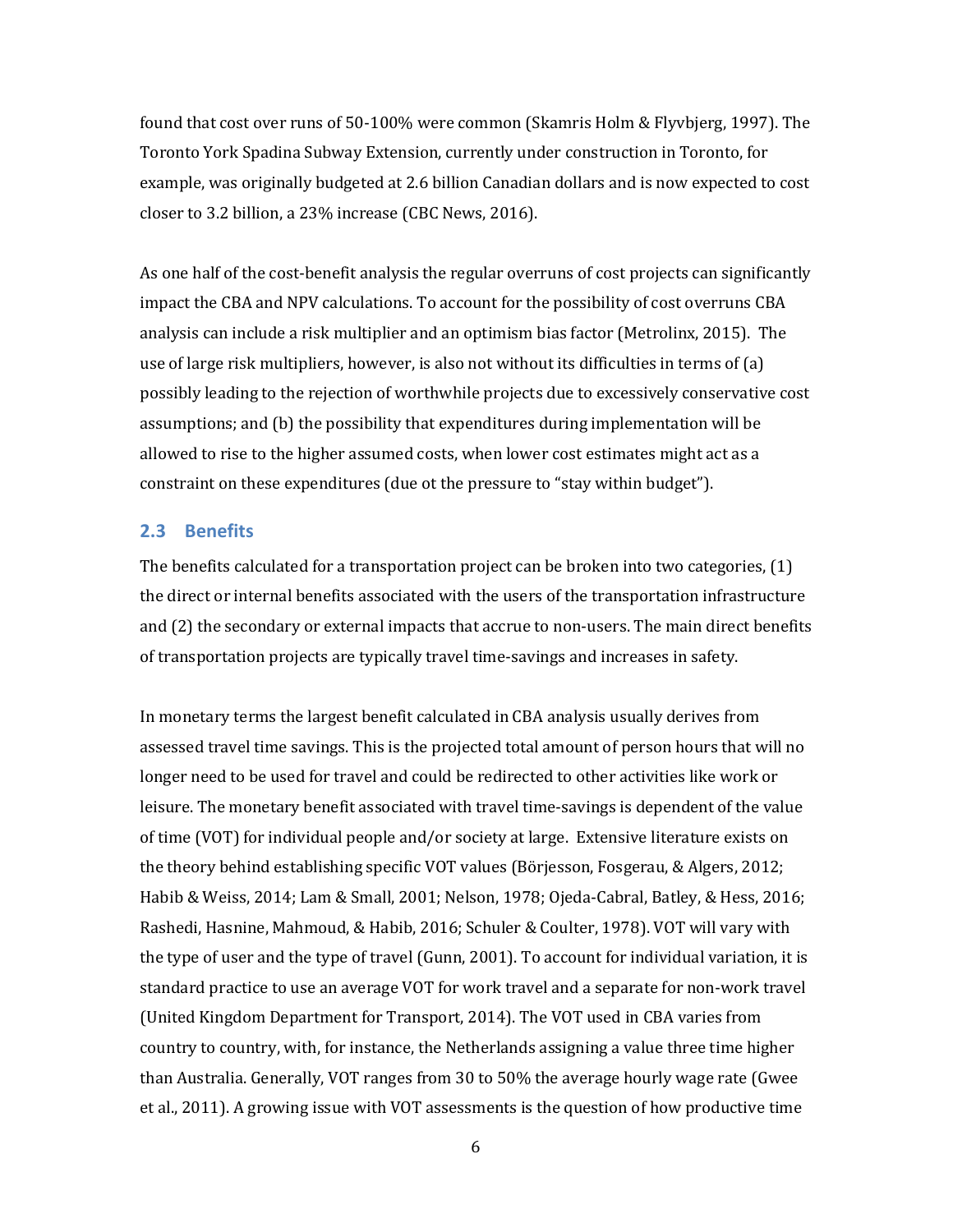found that cost over runs of 50-100% were common (Skamris Holm & Flyvbjerg, 1997). The Toronto York Spadina Subway Extension, currently under construction in Toronto, for example, was originally budgeted at 2.6 billion Canadian dollars and is now expected to cost closer to 3.2 billion, a 23% increase (CBC News, 2016).

As one half of the cost-benefit analysis the regular overruns of cost projects can significantly impact the CBA and NPV calculations. To account for the possibility of cost overruns CBA analysis can include a risk multiplier and an optimism bias factor (Metrolinx, 2015). The use of large risk multipliers, however, is also not without its difficulties in terms of (a) possibly leading to the rejection of worthwhile projects due to excessively conservative cost assumptions; and (b) the possibility that expenditures during implementation will be allowed to rise to the higher assumed costs, when lower cost estimates might act as a constraint on these expenditures (due ot the pressure to "stay within budget").

## 2.3 Benefits

The benefits calculated for a transportation project can be broken into two categories, (1) the direct or internal benefits associated with the users of the transportation infrastructure and (2) the secondary or external impacts that accrue to non-users. The main direct benefits of transportation projects are typically travel time-savings and increases in safety.

In monetary terms the largest benefit calculated in CBA analysis usually derives from assessed travel time savings. This is the projected total amount of person hours that will no longer need to be used for travel and could be redirected to other activities like work or leisure. The monetary benefit associated with travel time-savings is dependent of the value of time (VOT) for individual people and/or society at large. Extensive literature exists on the theory behind establishing specific VOT values (Börjesson, Fosgerau, & Algers, 2012; Habib & Weiss, 2014; Lam & Small, 2001; Nelson, 1978; Ojeda-Cabral, Batley, & Hess, 2016; Rashedi, Hasnine, Mahmoud, & Habib, 2016; Schuler & Coulter, 1978). VOT will vary with the type of user and the type of travel (Gunn, 2001). To account for individual variation, it is standard practice to use an average VOT for work travel and a separate for non-work travel (United Kingdom Department for Transport, 2014). The VOT used in CBA varies from country to country, with, for instance, the Netherlands assigning a value three time higher than Australia. Generally, VOT ranges from 30 to 50% the average hourly wage rate (Gwee et al., 2011). A growing issue with VOT assessments is the question of how productive time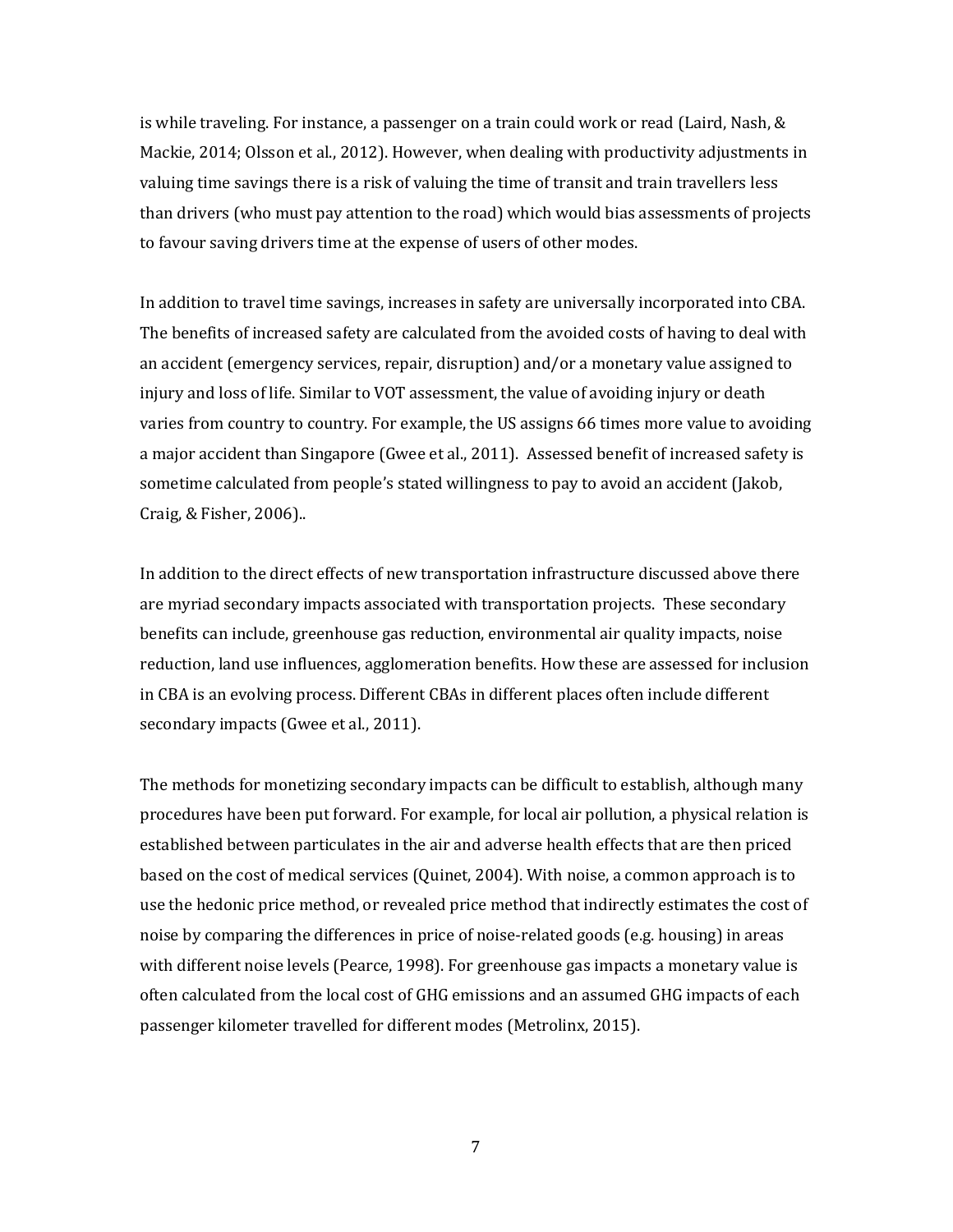is while traveling. For instance, a passenger on a train could work or read (Laird, Nash, & Mackie, 2014; Olsson et al., 2012). However, when dealing with productivity adjustments in valuing time savings there is a risk of valuing the time of transit and train travellers less than drivers (who must pay attention to the road) which would bias assessments of projects to favour saving drivers time at the expense of users of other modes.

In addition to travel time savings, increases in safety are universally incorporated into CBA. The benefits of increased safety are calculated from the avoided costs of having to deal with an accident (emergency services, repair, disruption) and/or a monetary value assigned to injury and loss of life. Similar to VOT assessment, the value of avoiding injury or death varies from country to country. For example, the US assigns 66 times more value to avoiding a major accident than Singapore (Gwee et al., 2011). Assessed benefit of increased safety is sometime calculated from people's stated willingness to pay to avoid an accident (Jakob, Craig, & Fisher, 2006)..

In addition to the direct effects of new transportation infrastructure discussed above there are myriad secondary impacts associated with transportation projects. These secondary benefits can include, greenhouse gas reduction, environmental air quality impacts, noise reduction, land use influences, agglomeration benefits. How these are assessed for inclusion in CBA is an evolving process. Different CBAs in different places often include different secondary impacts (Gwee et al., 2011).

The methods for monetizing secondary impacts can be difficult to establish, although many procedures have been put forward. For example, for local air pollution, a physical relation is established between particulates in the air and adverse health effects that are then priced based on the cost of medical services (Quinet, 2004). With noise, a common approach is to use the hedonic price method, or revealed price method that indirectly estimates the cost of noise by comparing the differences in price of noise-related goods (e.g. housing) in areas with different noise levels (Pearce, 1998). For greenhouse gas impacts a monetary value is often calculated from the local cost of GHG emissions and an assumed GHG impacts of each passenger kilometer travelled for different modes (Metrolinx, 2015).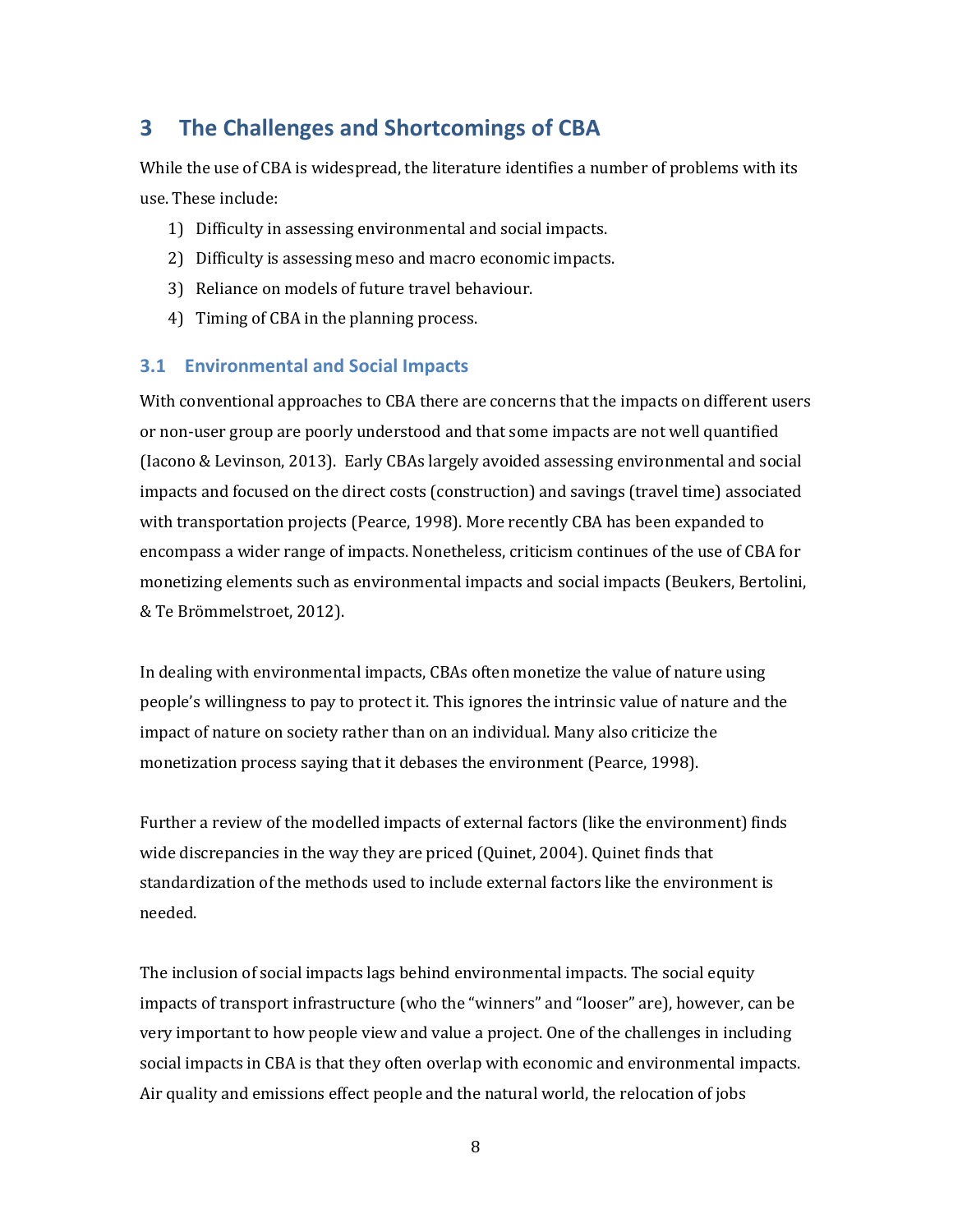# 3 The Challenges and Shortcomings of CBA

While the use of CBA is widespread, the literature identifies a number of problems with its use. These include:

1) Difficulty in assessing environmental and social impacts.
2) Difficulty is assessing meso and macro economic impacts.
3) Reliance on models of future travel behaviour.
4) Timing of CBA in the planning process.

## 3.1 Environmental and Social Impacts

With conventional approaches to CBA there are concerns that the impacts on different users or non-user group are poorly understood and that some impacts are not well quantified (Iacono & Levinson, 2013). Early CBAs largely avoided assessing environmental and social impacts and focused on the direct costs (construction) and savings (travel time) associated with transportation projects (Pearce, 1998). More recently CBA has been expanded to encompass a wider range of impacts. Nonetheless, criticism continues of the use of CBA for monetizing elements such as environmental impacts and social impacts (Beukers, Bertolini, & Te Brömmelstroet, 2012).

In dealing with environmental impacts, CBAs often monetize the value of nature using people's willingness to pay to protect it. This ignores the intrinsic value of nature and the impact of nature on society rather than on an individual. Many also criticize the monetization process saying that it debases the environment (Pearce, 1998).

Further a review of the modelled impacts of external factors (like the environment) finds wide discrepancies in the way they are priced (Quinet, 2004). Quinet finds that standardization of the methods used to include external factors like the environment is needed.

The inclusion of social impacts lags behind environmental impacts. The social equity impacts of transport infrastructure (who the "winners" and "looser" are), however, can be very important to how people view and value a project. One of the challenges in including social impacts in CBA is that they often overlap with economic and environmental impacts. Air quality and emissions effect people and the natural world, the relocation of jobs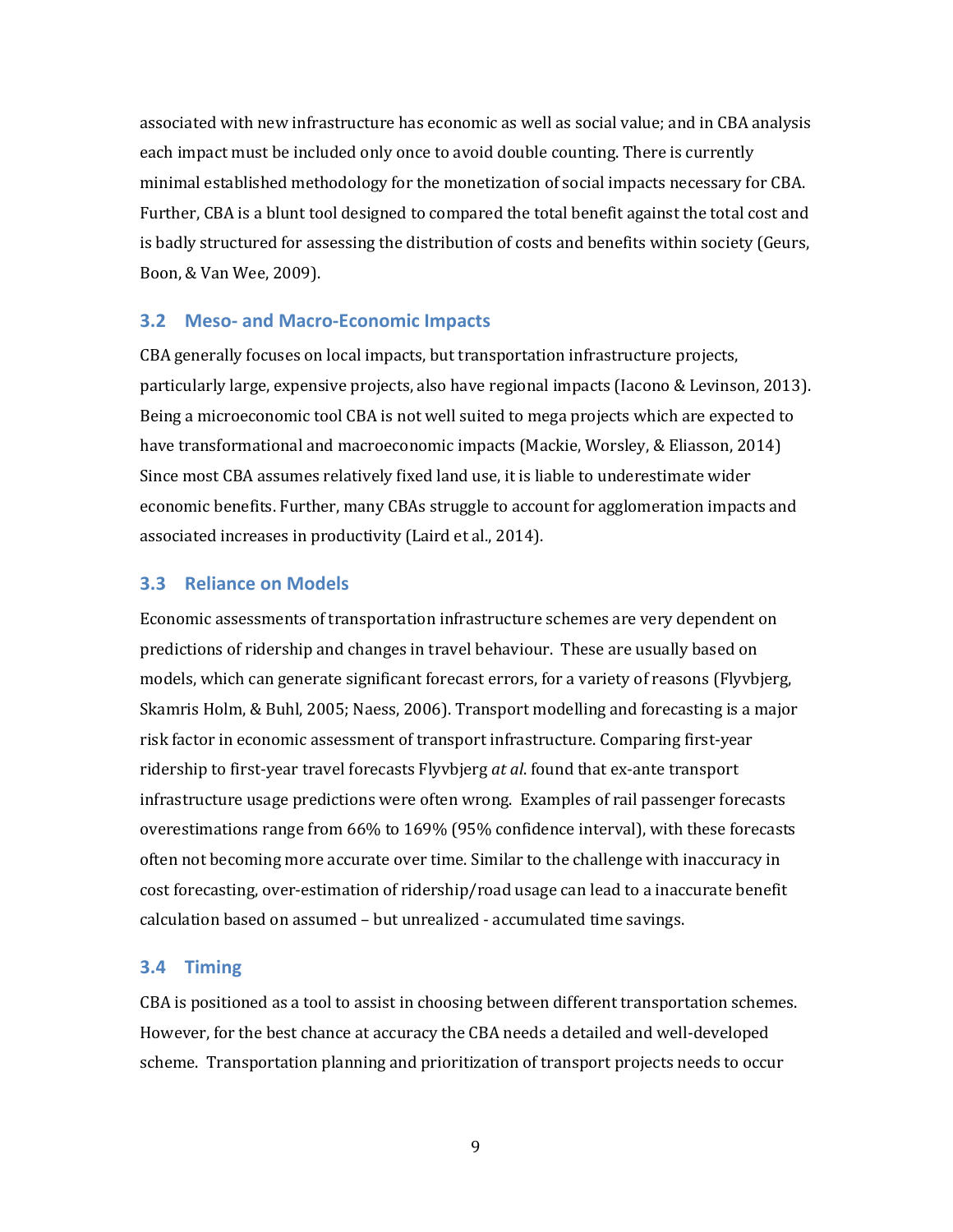associated with new infrastructure has economic as well as social value; and in CBA analysis each impact must be included only once to avoid double counting. There is currently minimal established methodology for the monetization of social impacts necessary for CBA. Further, CBA is a blunt tool designed to compared the total benefit against the total cost and is badly structured for assessing the distribution of costs and benefits within society (Geurs, Boon, & Van Wee, 2009).

### 3.2 Meso- and Macro-Economic Impacts

CBA generally focuses on local impacts, but transportation infrastructure projects, particularly large, expensive projects, also have regional impacts (Iacono & Levinson, 2013). Being a microeconomic tool CBA is not well suited to mega projects which are expected to have transformational and macroeconomic impacts (Mackie, Worsley, & Eliasson, 2014) Since most CBA assumes relatively fixed land use, it is liable to underestimate wider economic benefits. Further, many CBAs struggle to account for agglomeration impacts and associated increases in productivity (Laird et al., 2014).

### 3.3 Reliance on Models

Economic assessments of transportation infrastructure schemes are very dependent on predictions of ridership and changes in travel behaviour. These are usually based on models, which can generate significant forecast errors, for a variety of reasons (Flyvbjerg, Skamris Holm, & Buhl, 2005; Naess, 2006). Transport modelling and forecasting is a major risk factor in economic assessment of transport infrastructure. Comparing first-year ridership to first-year travel forecasts Flyvbjerg *at al*. found that ex-ante transport infrastructure usage predictions were often wrong. Examples of rail passenger forecasts overestimations range from 66% to 169% (95% confidence interval), with these forecasts often not becoming more accurate over time. Similar to the challenge with inaccuracy in cost forecasting, over-estimation of ridership/road usage can lead to a inaccurate benefit calculation based on assumed – but unrealized - accumulated time savings.

### 3.4 Timing

CBA is positioned as a tool to assist in choosing between different transportation schemes. However, for the best chance at accuracy the CBA needs a detailed and well-developed scheme. Transportation planning and prioritization of transport projects needs to occur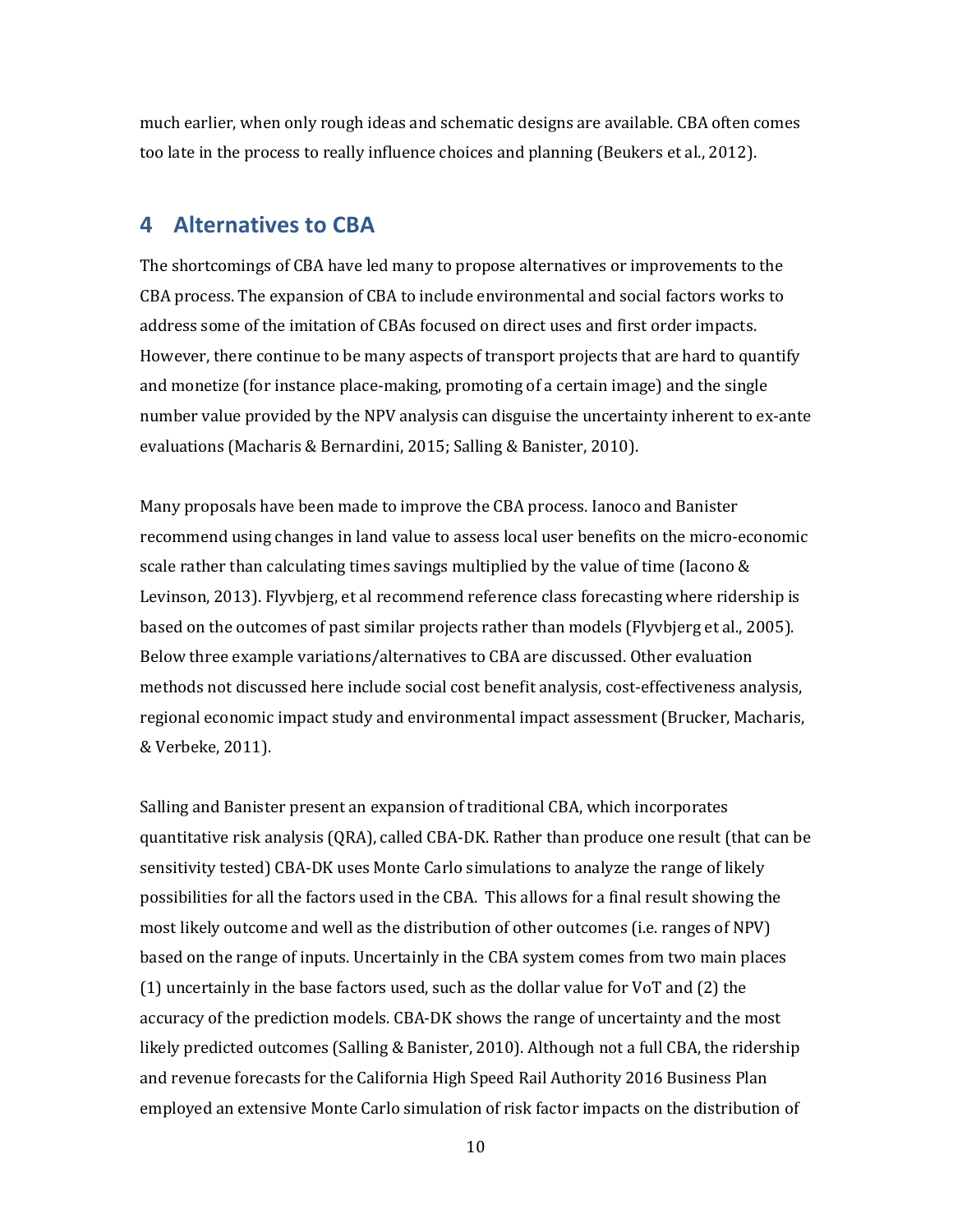much earlier, when only rough ideas and schematic designs are available. CBA often comes too late in the process to really influence choices and planning (Beukers et al., 2012).

## 4 Alternatives to CBA

The shortcomings of CBA have led many to propose alternatives or improvements to the CBA process. The expansion of CBA to include environmental and social factors works to address some of the imitation of CBAs focused on direct uses and first order impacts. However, there continue to be many aspects of transport projects that are hard to quantify and monetize (for instance place-making, promoting of a certain image) and the single number value provided by the NPV analysis can disguise the uncertainty inherent to ex-ante evaluations (Macharis & Bernardini, 2015; Salling & Banister, 2010).

Many proposals have been made to improve the CBA process. Ianoco and Banister recommend using changes in land value to assess local user benefits on the micro-economic scale rather than calculating times savings multiplied by the value of time (Iacono & Levinson, 2013). Flyvbjerg, et al recommend reference class forecasting where ridership is based on the outcomes of past similar projects rather than models (Flyvbjerg et al., 2005). Below three example variations/alternatives to CBA are discussed. Other evaluation methods not discussed here include social cost benefit analysis, cost-effectiveness analysis, regional economic impact study and environmental impact assessment (Brucker, Macharis, & Verbeke, 2011).

Salling and Banister present an expansion of traditional CBA, which incorporates quantitative risk analysis (QRA), called CBA-DK. Rather than produce one result (that can be sensitivity tested) CBA-DK uses Monte Carlo simulations to analyze the range of likely possibilities for all the factors used in the CBA. This allows for a final result showing the most likely outcome and well as the distribution of other outcomes (i.e. ranges of NPV) based on the range of inputs. Uncertainly in the CBA system comes from two main places (1) uncertainly in the base factors used, such as the dollar value for VoT and (2) the accuracy of the prediction models. CBA-DK shows the range of uncertainty and the most likely predicted outcomes (Salling & Banister, 2010). Although not a full CBA, the ridership and revenue forecasts for the California High Speed Rail Authority 2016 Business Plan employed an extensive Monte Carlo simulation of risk factor impacts on the distribution of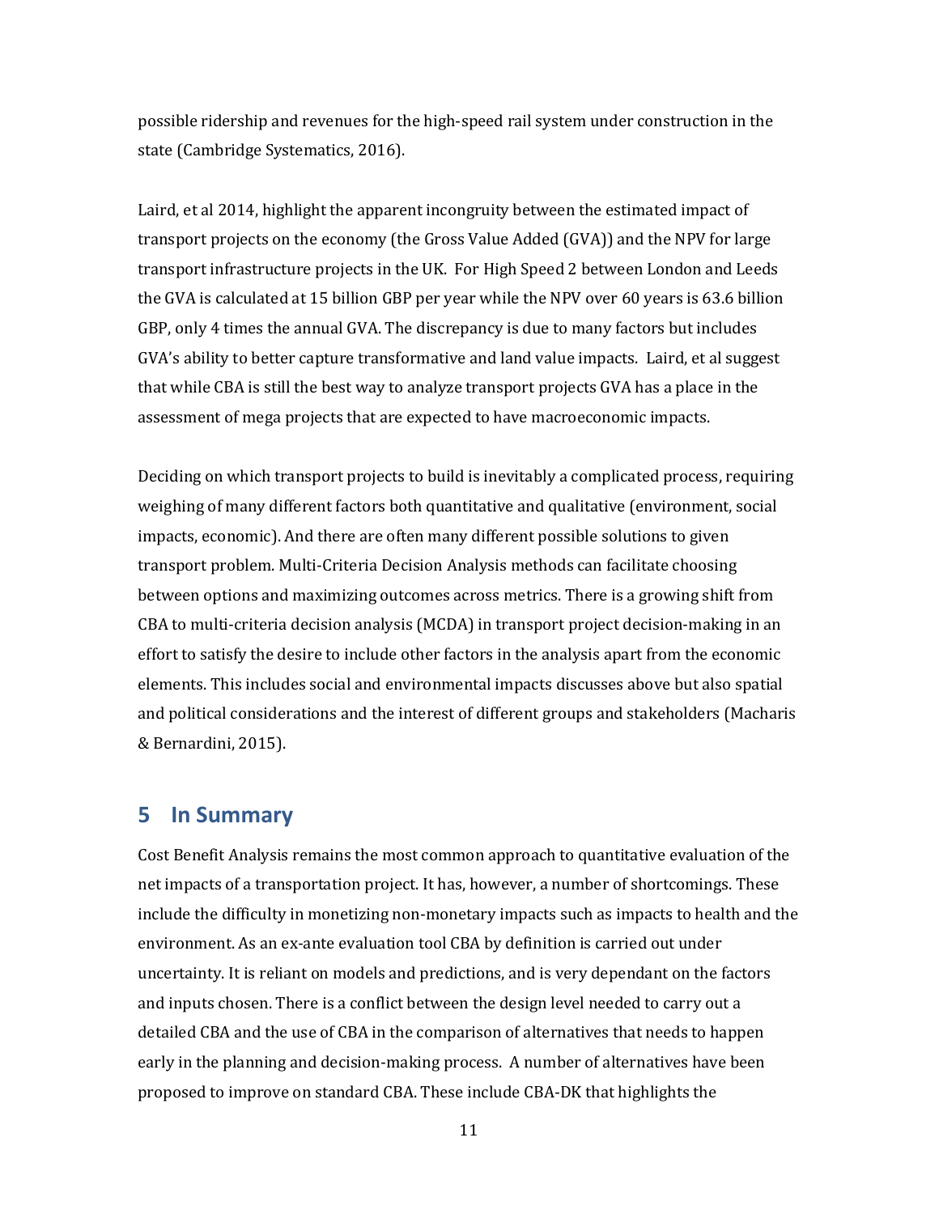possible ridership and revenues for the high-speed rail system under construction in the state (Cambridge Systematics, 2016).

Laird, et al 2014, highlight the apparent incongruity between the estimated impact of transport projects on the economy (the Gross Value Added (GVA)) and the NPV for large transport infrastructure projects in the UK. For High Speed 2 between London and Leeds the GVA is calculated at 15 billion GBP per year while the NPV over 60 years is 63.6 billion GBP, only 4 times the annual GVA. The discrepancy is due to many factors but includes GVA's ability to better capture transformative and land value impacts. Laird, et al suggest that while CBA is still the best way to analyze transport projects GVA has a place in the assessment of mega projects that are expected to have macroeconomic impacts.

Deciding on which transport projects to build is inevitably a complicated process, requiring weighing of many different factors both quantitative and qualitative (environment, social impacts, economic). And there are often many different possible solutions to given transport problem. Multi-Criteria Decision Analysis methods can facilitate choosing between options and maximizing outcomes across metrics. There is a growing shift from CBA to multi-criteria decision analysis (MCDA) in transport project decision-making in an effort to satisfy the desire to include other factors in the analysis apart from the economic elements. This includes social and environmental impacts discusses above but also spatial and political considerations and the interest of different groups and stakeholders (Macharis & Bernardini, 2015).

## 5 In Summary

Cost Benefit Analysis remains the most common approach to quantitative evaluation of the net impacts of a transportation project. It has, however, a number of shortcomings. These include the difficulty in monetizing non-monetary impacts such as impacts to health and the environment. As an ex-ante evaluation tool CBA by definition is carried out under uncertainty. It is reliant on models and predictions, and is very dependant on the factors and inputs chosen. There is a conflict between the design level needed to carry out a detailed CBA and the use of CBA in the comparison of alternatives that needs to happen early in the planning and decision-making process. A number of alternatives have been proposed to improve on standard CBA. These include CBA-DK that highlights the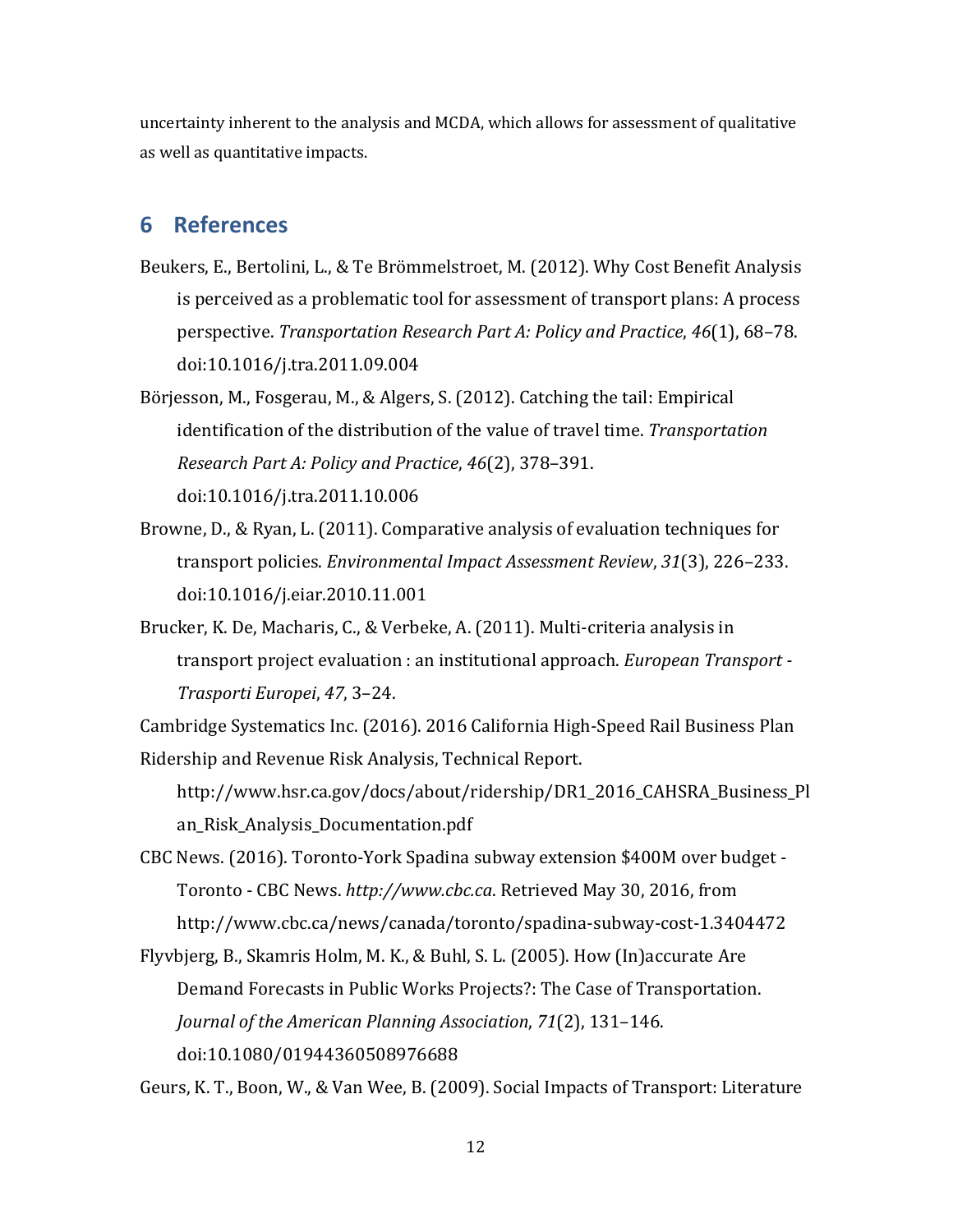uncertainty inherent to the analysis and MCDA, which allows for assessment of qualitative as well as quantitative impacts.

## 6 References

Beukers, E., Bertolini, L., & Te Brömmelstroet, M. (2012). Why Cost Benefit Analysis is perceived as a problematic tool for assessment of transport plans: A process perspective. *Transportation Research Part A: Policy and Practice*, *46*(1), 68–78. doi:10.1016/j.tra.2011.09.004

Börjesson, M., Fosgerau, M., & Algers, S. (2012). Catching the tail: Empirical identification of the distribution of the value of travel time. *Transportation Research Part A: Policy and Practice*, *46*(2), 378–391. doi:10.1016/j.tra.2011.10.006

Browne, D., & Ryan, L. (2011). Comparative analysis of evaluation techniques for transport policies. *Environmental Impact Assessment Review*, *31*(3), 226–233. doi:10.1016/j.eiar.2010.11.001

Brucker, K. De, Macharis, C., & Verbeke, A. (2011). Multi-criteria analysis in transport project evaluation : an institutional approach. *European Transport - Trasporti Europei*, *47*, 3–24.

Cambridge Systematics Inc. (2016). 2016 California High-Speed Rail Business Plan Ridership and Revenue Risk Analysis, Technical Report. http://www.hsr.ca.gov/docs/about/ridership/DR1_2016_CAHSRA_Business_Plan_Risk_Analysis_Documentation.pdf

CBC News. (2016). Toronto-York Spadina subway extension $400M over budget - Toronto - CBC News. *http://www.cbc.ca*. Retrieved May 30, 2016, from http://www.cbc.ca/news/canada/toronto/spadina-subway-cost-1.3404472

Flyvbjerg, B., Skamris Holm, M. K., & Buhl, S. L. (2005). How (In)accurate Are Demand Forecasts in Public Works Projects?: The Case of Transportation. *Journal of the American Planning Association*, *71*(2), 131–146. doi:10.1080/01944360508976688

Geurs, K. T., Boon, W., & Van Wee, B. (2009). Social Impacts of Transport: Literature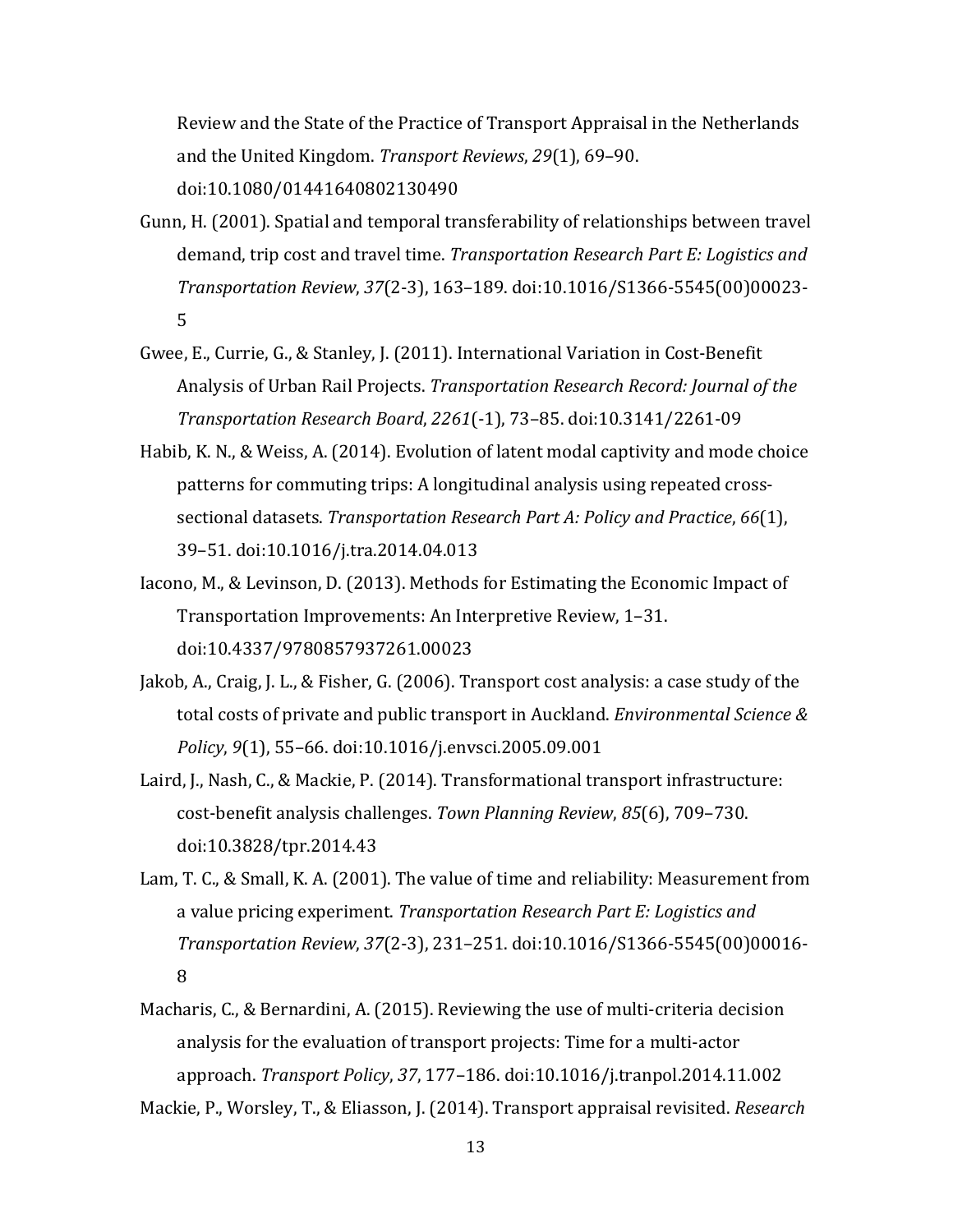Review and the State of the Practice of Transport Appraisal in the Netherlands and the United Kingdom. *Transport Reviews*, *29*(1), 69–90. doi:10.1080/01441640802130490

Gunn, H. (2001). Spatial and temporal transferability of relationships between travel demand, trip cost and travel time. *Transportation Research Part E: Logistics and Transportation Review*, *37*(2-3), 163–189. doi:10.1016/S1366-5545(00)00023-5

Gwee, E., Currie, G., & Stanley, J. (2011). International Variation in Cost-Benefit Analysis of Urban Rail Projects. *Transportation Research Record: Journal of the Transportation Research Board*, *2261*(-1), 73–85. doi:10.3141/2261-09

Habib, K. N., & Weiss, A. (2014). Evolution of latent modal captivity and mode choice patterns for commuting trips: A longitudinal analysis using repeated cross-sectional datasets. *Transportation Research Part A: Policy and Practice*, *66*(1), 39–51. doi:10.1016/j.tra.2014.04.013

Iacono, M., & Levinson, D. (2013). Methods for Estimating the Economic Impact of Transportation Improvements: An Interpretive Review, 1–31. doi:10.4337/9780857937261.00023

Jakob, A., Craig, J. L., & Fisher, G. (2006). Transport cost analysis: a case study of the total costs of private and public transport in Auckland. *Environmental Science & Policy*, *9*(1), 55–66. doi:10.1016/j.envsci.2005.09.001

Laird, J., Nash, C., & Mackie, P. (2014). Transformational transport infrastructure: cost-benefit analysis challenges. *Town Planning Review*, *85*(6), 709–730. doi:10.3828/tpr.2014.43

Lam, T. C., & Small, K. A. (2001). The value of time and reliability: Measurement from a value pricing experiment. *Transportation Research Part E: Logistics and Transportation Review*, *37*(2-3), 231–251. doi:10.1016/S1366-5545(00)00016-8

Macharis, C., & Bernardini, A. (2015). Reviewing the use of multi-criteria decision analysis for the evaluation of transport projects: Time for a multi-actor approach. *Transport Policy*, *37*, 177–186. doi:10.1016/j.tranpol.2014.11.002

Mackie, P., Worsley, T., & Eliasson, J. (2014). Transport appraisal revisited. *Research*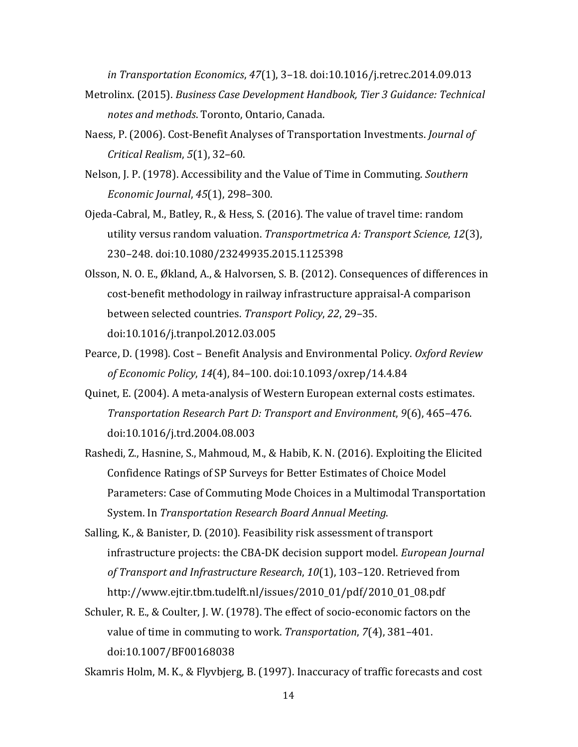*in Transportation Economics*, *47*(1), 3–18. doi:10.1016/j.retrec.2014.09.013

Metrolinx. (2015). *Business Case Development Handbook, Tier 3 Guidance: Technical notes and methods*. Toronto, Ontario, Canada.

Naess, P. (2006). Cost-Benefit Analyses of Transportation Investments. *Journal of Critical Realism*, *5*(1), 32–60.

Nelson, J. P. (1978). Accessibility and the Value of Time in Commuting. *Southern Economic Journal*, *45*(1), 298–300.

Ojeda-Cabral, M., Batley, R., & Hess, S. (2016). The value of travel time: random utility versus random valuation. *Transportmetrica A: Transport Science*, *12*(3), 230–248. doi:10.1080/23249935.2015.1125398

Olsson, N. O. E., Økland, A., & Halvorsen, S. B. (2012). Consequences of differences in cost-benefit methodology in railway infrastructure appraisal-A comparison between selected countries. *Transport Policy*, *22*, 29–35. doi:10.1016/j.tranpol.2012.03.005

Pearce, D. (1998). Cost – Benefit Analysis and Environmental Policy. *Oxford Review of Economic Policy*, *14*(4), 84–100. doi:10.1093/oxrep/14.4.84

Quinet, E. (2004). A meta-analysis of Western European external costs estimates. *Transportation Research Part D: Transport and Environment*, *9*(6), 465–476. doi:10.1016/j.trd.2004.08.003

Rashedi, Z., Hasnine, S., Mahmoud, M., & Habib, K. N. (2016). Exploiting the Elicited Confidence Ratings of SP Surveys for Better Estimates of Choice Model Parameters: Case of Commuting Mode Choices in a Multimodal Transportation System. In *Transportation Research Board Annual Meeting*.

Salling, K., & Banister, D. (2010). Feasibility risk assessment of transport infrastructure projects: the CBA-DK decision support model. *European Journal of Transport and Infrastructure Research*, *10*(1), 103–120. Retrieved from http://www.ejtir.tbm.tudelft.nl/issues/2010_01/pdf/2010_01_08.pdf

Schuler, R. E., & Coulter, J. W. (1978). The effect of socio-economic factors on the value of time in commuting to work. *Transportation*, *7*(4), 381–401. doi:10.1007/BF00168038

Skamris Holm, M. K., & Flyvbjerg, B. (1997). Inaccuracy of traffic forecasts and cost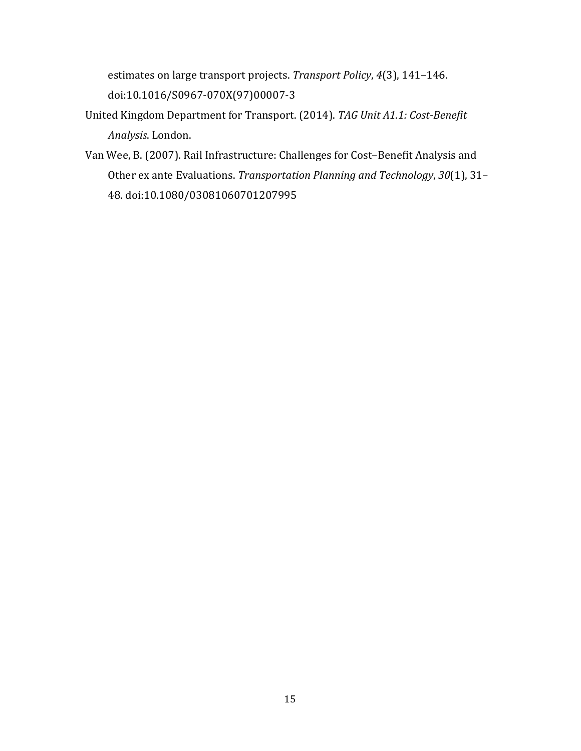estimates on large transport projects. *Transport Policy*, *4*(3), 141–146. doi:10.1016/S0967-070X(97)00007-3

United Kingdom Department for Transport. (2014). *TAG Unit A1.1: Cost-Benefit Analysis*. London.

Van Wee, B. (2007). Rail Infrastructure: Challenges for Cost–Benefit Analysis and Other ex ante Evaluations. *Transportation Planning and Technology*, *30*(1), 31–48. doi:10.1080/03081060701207995